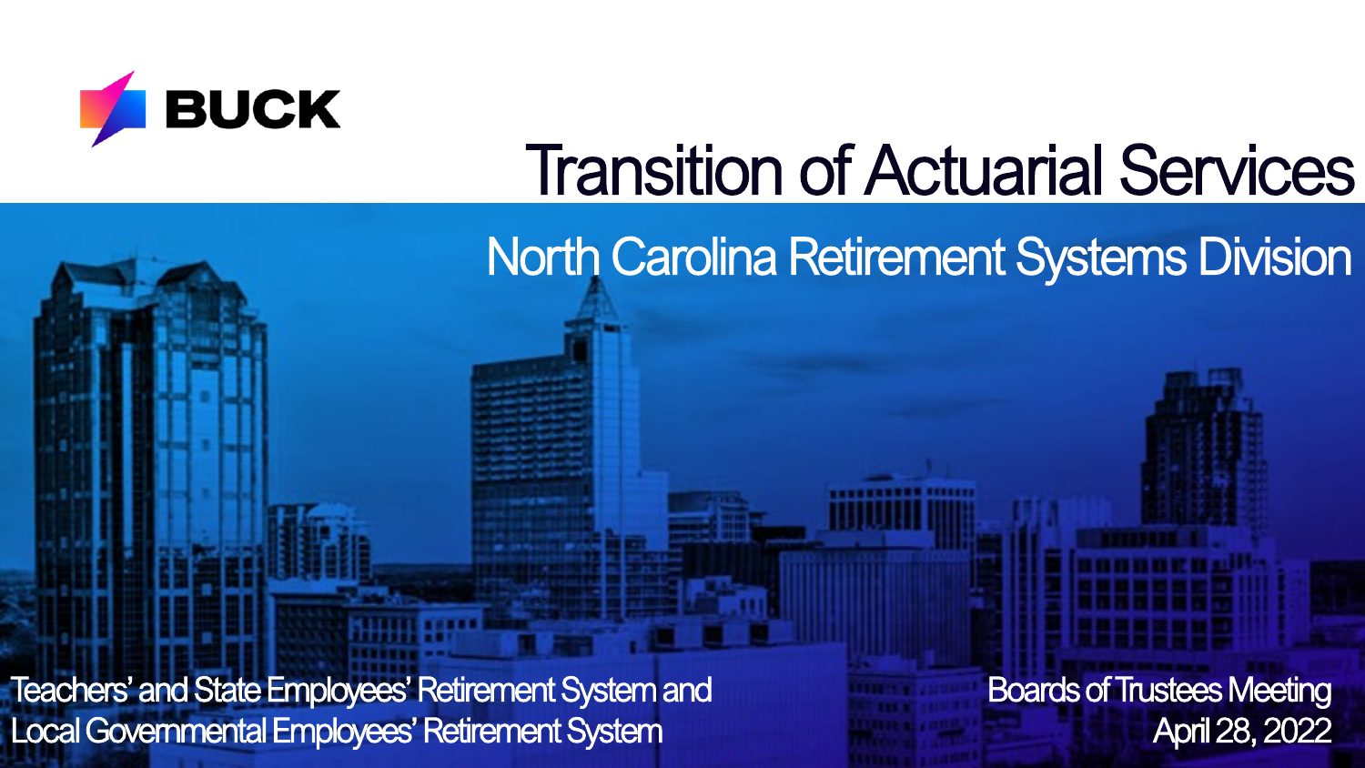BUCK

# Transition of Actuarial Services

## North Carolina Retirement Systems Division

Teachers' and State Employees' Retirement System and
Local Governmental Employees' Retirement System

Boards of Trustees Meeting
April 28, 2022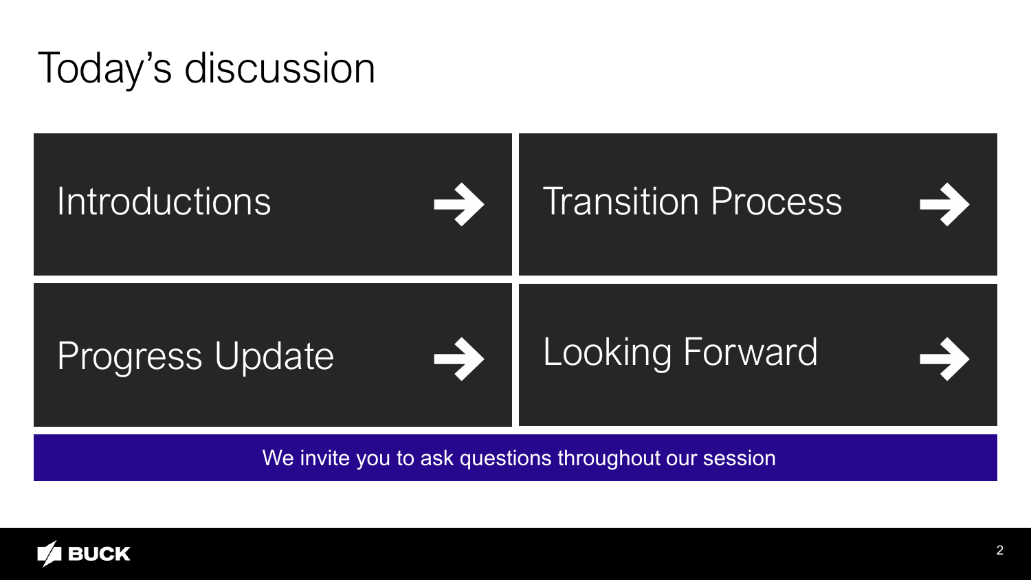# Today's discussion

- Introductions →
- Transition Process →
- Progress Update →
- Looking Forward →

We invite you to ask questions throughout our session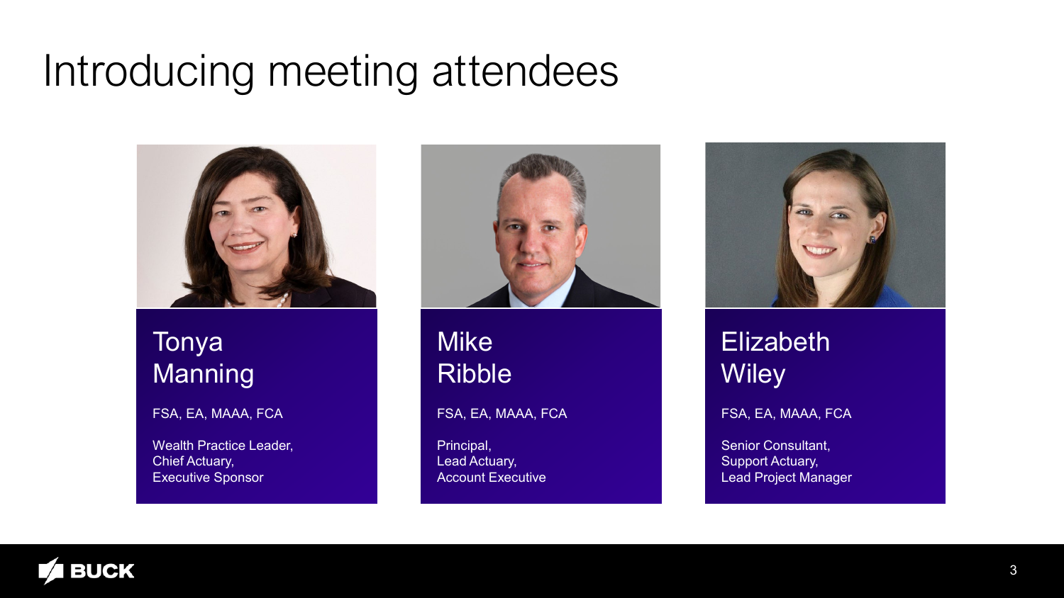# Introducing meeting attendees

## Tonya Manning

FSA, EA, MAAA, FCA

Wealth Practice Leader,
Chief Actuary,
Executive Sponsor

## Mike Ribble

FSA, EA, MAAA, FCA

Principal,
Lead Actuary,
Account Executive

## Elizabeth Wiley

FSA, EA, MAAA, FCA

Senior Consultant,
Support Actuary,
Lead Project Manager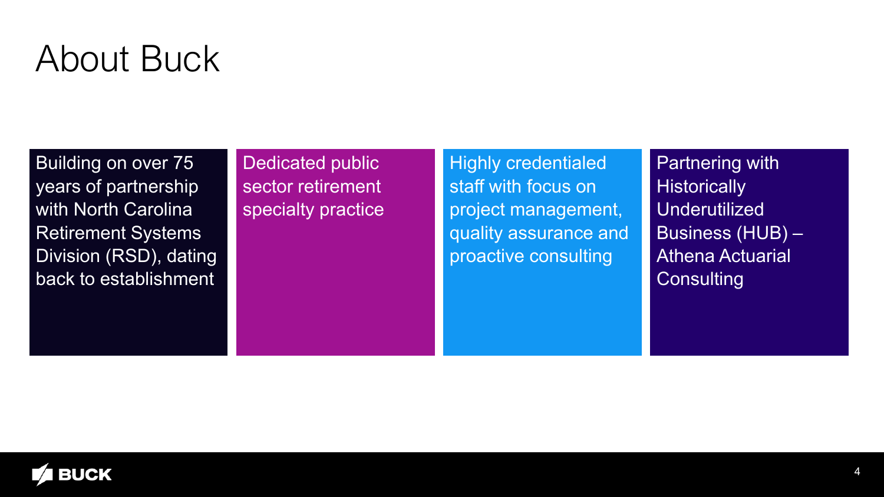# About Buck

- Building on over 75 years of partnership with North Carolina Retirement Systems Division (RSD), dating back to establishment
- Dedicated public sector retirement specialty practice
- Highly credentialed staff with focus on project management, quality assurance and proactive consulting
- Partnering with Historically Underutilized Business (HUB) – Athena Actuarial Consulting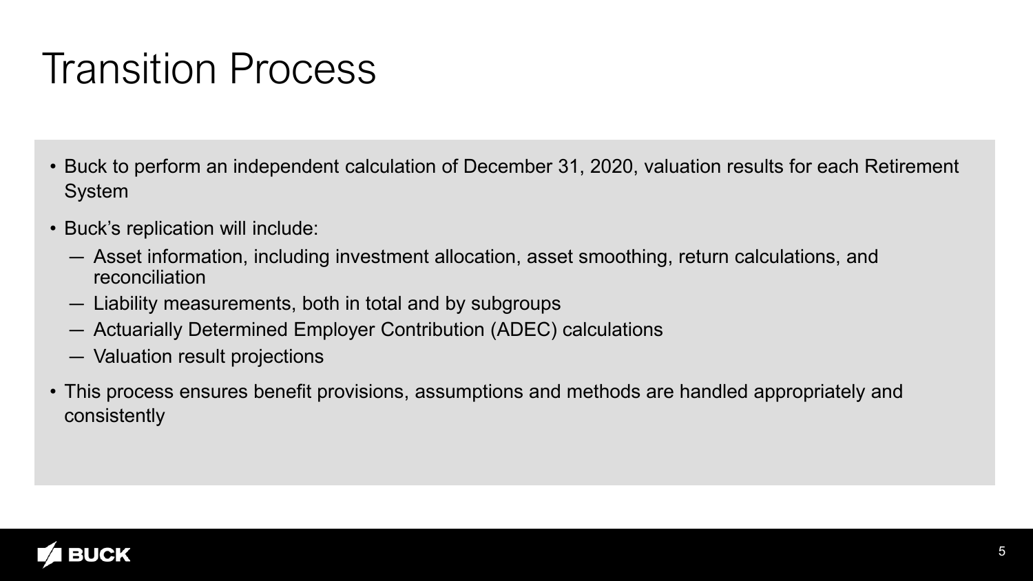# Transition Process

- Buck to perform an independent calculation of December 31, 2020, valuation results for each Retirement System
- Buck's replication will include:
  - Asset information, including investment allocation, asset smoothing, return calculations, and reconciliation
  - Liability measurements, both in total and by subgroups
  - Actuarially Determined Employer Contribution (ADEC) calculations
  - Valuation result projections
- This process ensures benefit provisions, assumptions and methods are handled appropriately and consistently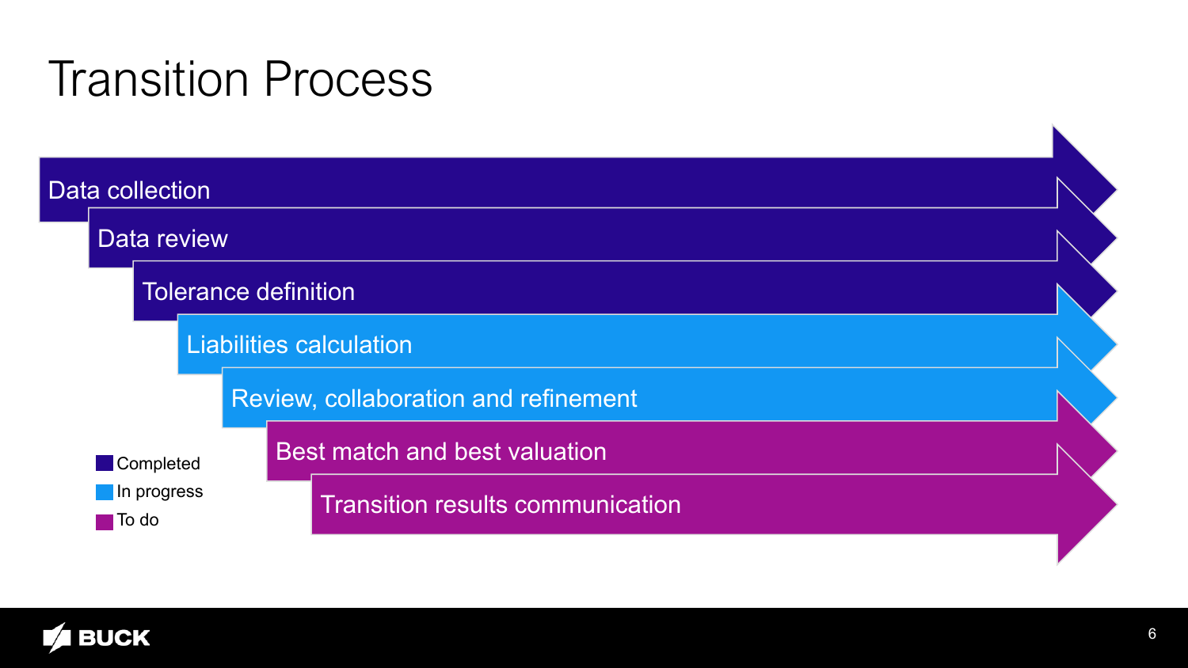# Transition Process

- Data collection
- Data review
- Tolerance definition
- Liabilities calculation
- Review, collaboration and refinement
- Best match and best valuation
- Transition results communication

Completed

In progress

To do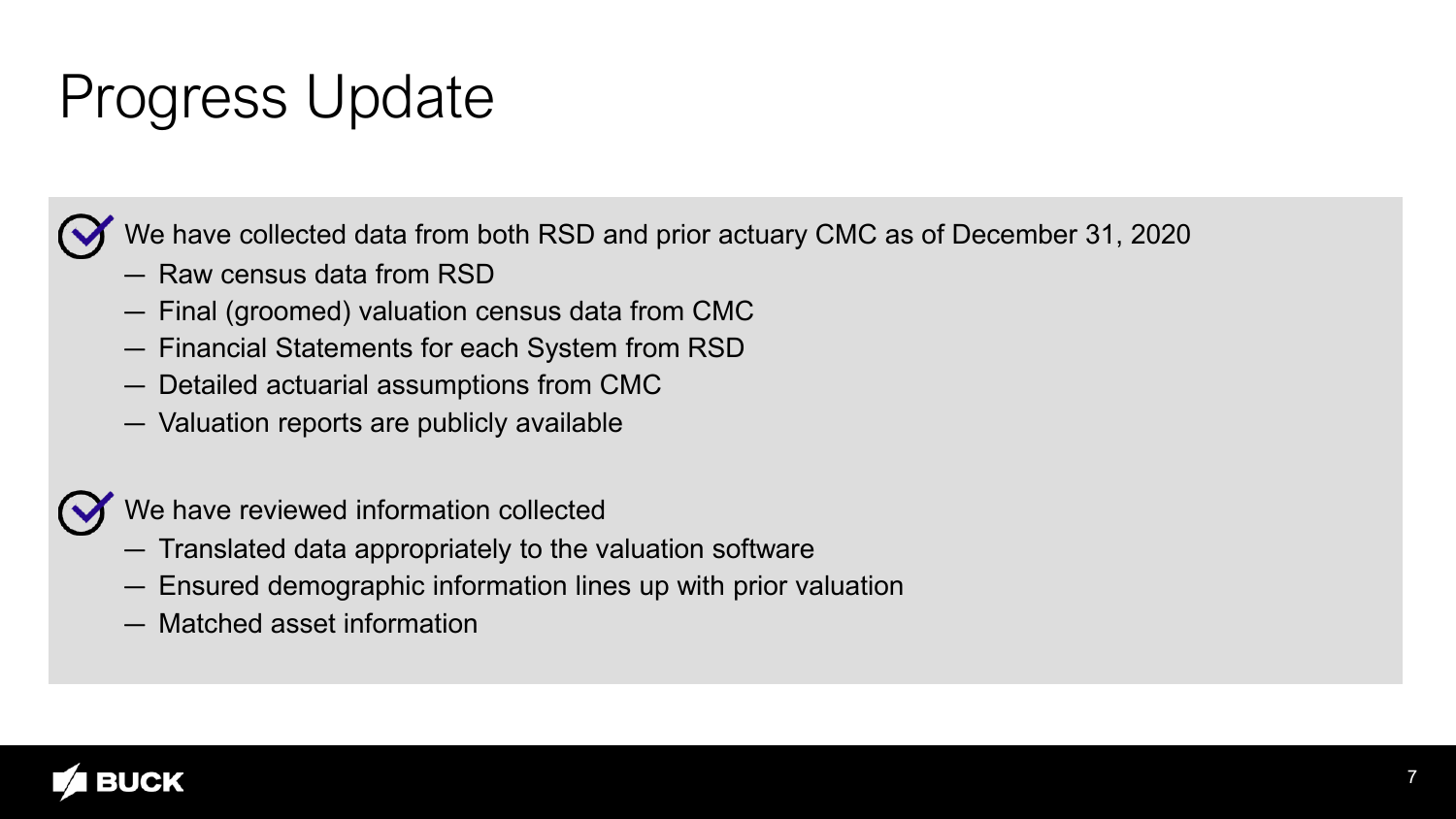# Progress Update

- We have collected data from both RSD and prior actuary CMC as of December 31, 2020
  - Raw census data from RSD
  - Final (groomed) valuation census data from CMC
  - Financial Statements for each System from RSD
  - Detailed actuarial assumptions from CMC
  - Valuation reports are publicly available

- We have reviewed information collected
  - Translated data appropriately to the valuation software
  - Ensured demographic information lines up with prior valuation
  - Matched asset information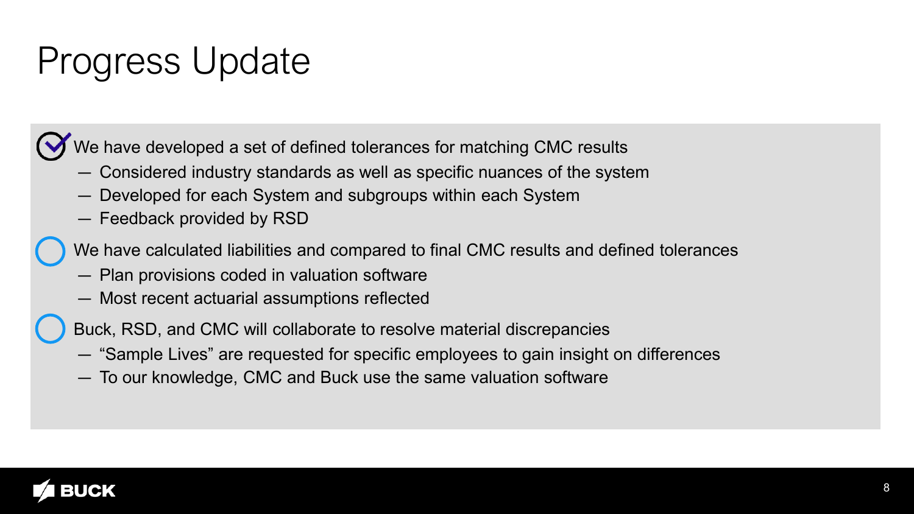# Progress Update

- [x] We have developed a set of defined tolerances for matching CMC results
  - Considered industry standards as well as specific nuances of the system
  - Developed for each System and subgroups within each System
  - Feedback provided by RSD
- [ ] We have calculated liabilities and compared to final CMC results and defined tolerances
  - Plan provisions coded in valuation software
  - Most recent actuarial assumptions reflected
- [ ] Buck, RSD, and CMC will collaborate to resolve material discrepancies
  - "Sample Lives" are requested for specific employees to gain insight on differences
  - To our knowledge, CMC and Buck use the same valuation software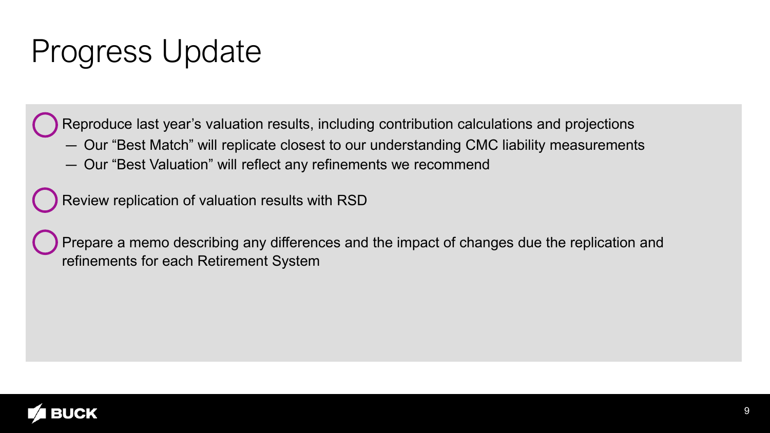# Progress Update

- Reproduce last year's valuation results, including contribution calculations and projections
  - Our "Best Match" will replicate closest to our understanding CMC liability measurements
  - Our "Best Valuation" will reflect any refinements we recommend
- Review replication of valuation results with RSD
- Prepare a memo describing any differences and the impact of changes due the replication and refinements for each Retirement System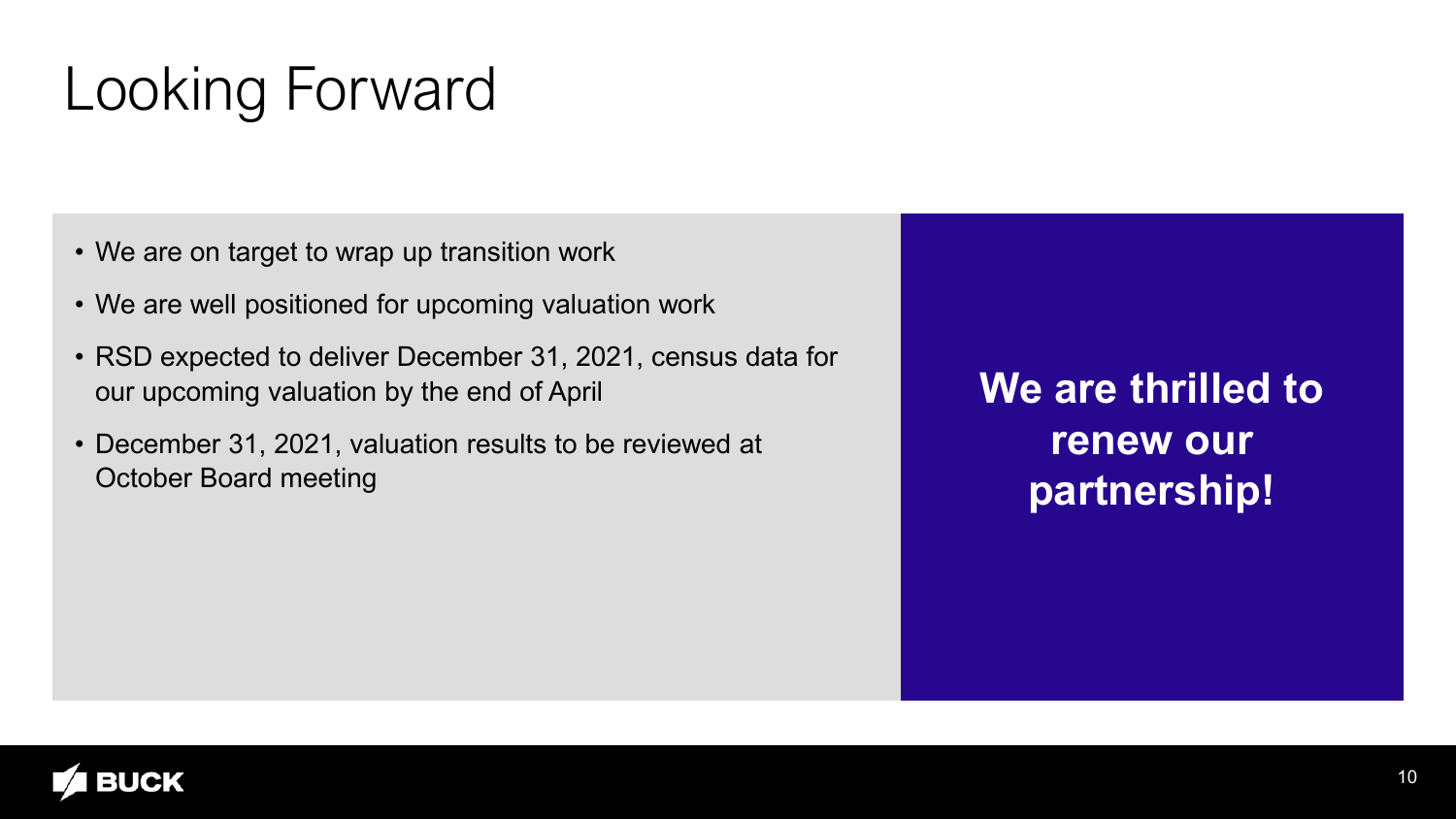# Looking Forward

- We are on target to wrap up transition work
- We are well positioned for upcoming valuation work
- RSD expected to deliver December 31, 2021, census data for our upcoming valuation by the end of April
- December 31, 2021, valuation results to be reviewed at October Board meeting

**We are thrilled to renew our partnership!**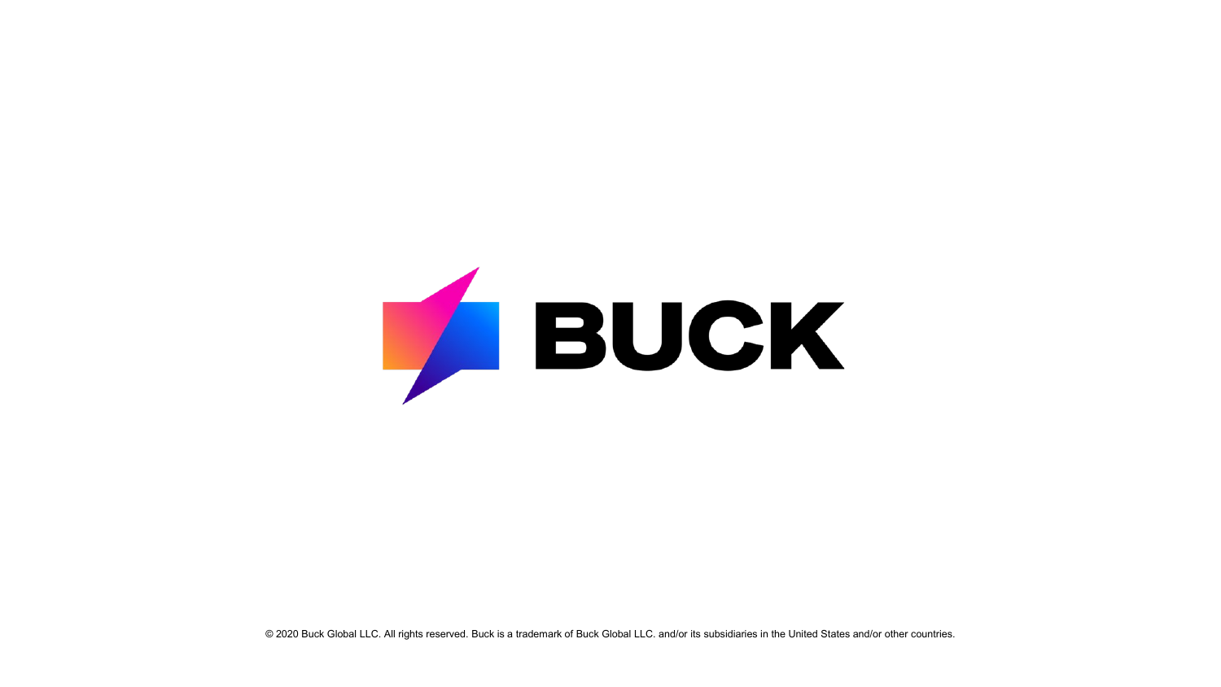BUCK

© 2020 Buck Global LLC. All rights reserved. Buck is a trademark of Buck Global LLC. and/or its subsidiaries in the United States and/or other countries.